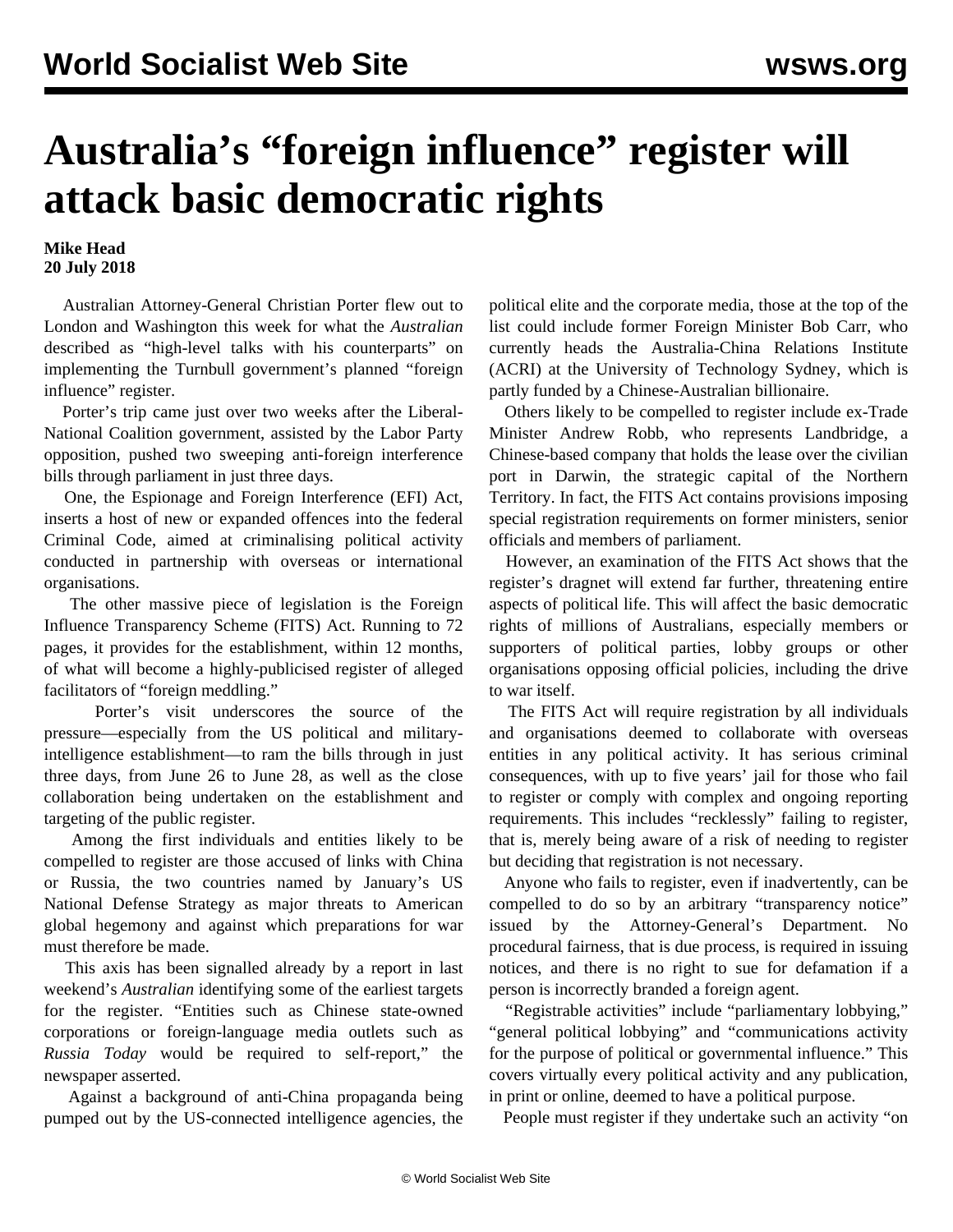# Australia's "foreign influence" register will attack basic democratic rights

**Mike Head**
**20 July 2018**

Australian Attorney-General Christian Porter flew out to London and Washington this week for what the *Australian* described as "high-level talks with his counterparts" on implementing the Turnbull government's planned "foreign influence" register.

Porter's trip came just over two weeks after the Liberal-National Coalition government, assisted by the Labor Party opposition, pushed two sweeping anti-foreign interference bills through parliament in just three days.

One, the Espionage and Foreign Interference (EFI) Act, inserts a host of new or expanded offences into the federal Criminal Code, aimed at criminalising political activity conducted in partnership with overseas or international organisations.

The other massive piece of legislation is the Foreign Influence Transparency Scheme (FITS) Act. Running to 72 pages, it provides for the establishment, within 12 months, of what will become a highly-publicised register of alleged facilitators of "foreign meddling."

Porter's visit underscores the source of the pressure—especially from the US political and military-intelligence establishment—to ram the bills through in just three days, from June 26 to June 28, as well as the close collaboration being undertaken on the establishment and targeting of the public register.

Among the first individuals and entities likely to be compelled to register are those accused of links with China or Russia, the two countries named by January's US National Defense Strategy as major threats to American global hegemony and against which preparations for war must therefore be made.

This axis has been signalled already by a report in last weekend's *Australian* identifying some of the earliest targets for the register. "Entities such as Chinese state-owned corporations or foreign-language media outlets such as *Russia Today* would be required to self-report," the newspaper asserted.

Against a background of anti-China propaganda being pumped out by the US-connected intelligence agencies, the political elite and the corporate media, those at the top of the list could include former Foreign Minister Bob Carr, who currently heads the Australia-China Relations Institute (ACRI) at the University of Technology Sydney, which is partly funded by a Chinese-Australian billionaire.

Others likely to be compelled to register include ex-Trade Minister Andrew Robb, who represents Landbridge, a Chinese-based company that holds the lease over the civilian port in Darwin, the strategic capital of the Northern Territory. In fact, the FITS Act contains provisions imposing special registration requirements on former ministers, senior officials and members of parliament.

However, an examination of the FITS Act shows that the register's dragnet will extend far further, threatening entire aspects of political life. This will affect the basic democratic rights of millions of Australians, especially members or supporters of political parties, lobby groups or other organisations opposing official policies, including the drive to war itself.

The FITS Act will require registration by all individuals and organisations deemed to collaborate with overseas entities in any political activity. It has serious criminal consequences, with up to five years' jail for those who fail to register or comply with complex and ongoing reporting requirements. This includes "recklessly" failing to register, that is, merely being aware of a risk of needing to register but deciding that registration is not necessary.

Anyone who fails to register, even if inadvertently, can be compelled to do so by an arbitrary "transparency notice" issued by the Attorney-General's Department. No procedural fairness, that is due process, is required in issuing notices, and there is no right to sue for defamation if a person is incorrectly branded a foreign agent.

"Registrable activities" include "parliamentary lobbying," "general political lobbying" and "communications activity for the purpose of political or governmental influence." This covers virtually every political activity and any publication, in print or online, deemed to have a political purpose.

People must register if they undertake such an activity "on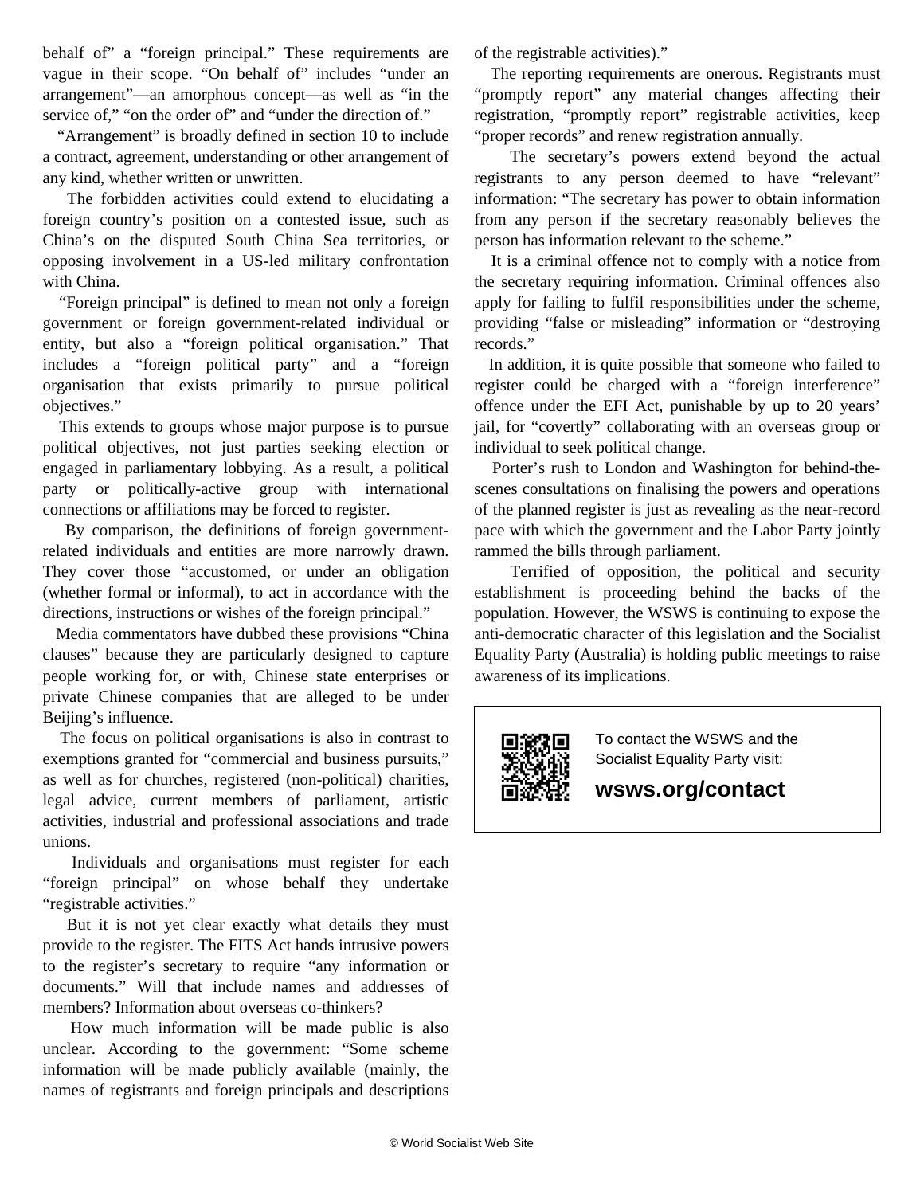behalf of" a "foreign principal." These requirements are vague in their scope. "On behalf of" includes "under an arrangement"—an amorphous concept—as well as "in the service of," "on the order of" and "under the direction of."

"Arrangement" is broadly defined in section 10 to include a contract, agreement, understanding or other arrangement of any kind, whether written or unwritten.

The forbidden activities could extend to elucidating a foreign country's position on a contested issue, such as China's on the disputed South China Sea territories, or opposing involvement in a US-led military confrontation with China.

"Foreign principal" is defined to mean not only a foreign government or foreign government-related individual or entity, but also a "foreign political organisation." That includes a "foreign political party" and a "foreign organisation that exists primarily to pursue political objectives."

This extends to groups whose major purpose is to pursue political objectives, not just parties seeking election or engaged in parliamentary lobbying. As a result, a political party or politically-active group with international connections or affiliations may be forced to register.

By comparison, the definitions of foreign government-related individuals and entities are more narrowly drawn. They cover those "accustomed, or under an obligation (whether formal or informal), to act in accordance with the directions, instructions or wishes of the foreign principal."

Media commentators have dubbed these provisions "China clauses" because they are particularly designed to capture people working for, or with, Chinese state enterprises or private Chinese companies that are alleged to be under Beijing's influence.

The focus on political organisations is also in contrast to exemptions granted for "commercial and business pursuits," as well as for churches, registered (non-political) charities, legal advice, current members of parliament, artistic activities, industrial and professional associations and trade unions.

Individuals and organisations must register for each "foreign principal" on whose behalf they undertake "registrable activities."

But it is not yet clear exactly what details they must provide to the register. The FITS Act hands intrusive powers to the register's secretary to require "any information or documents." Will that include names and addresses of members? Information about overseas co-thinkers?

How much information will be made public is also unclear. According to the government: "Some scheme information will be made publicly available (mainly, the names of registrants and foreign principals and descriptions of the registrable activities)."

The reporting requirements are onerous. Registrants must "promptly report" any material changes affecting their registration, "promptly report" registrable activities, keep "proper records" and renew registration annually.

The secretary's powers extend beyond the actual registrants to any person deemed to have "relevant" information: "The secretary has power to obtain information from any person if the secretary reasonably believes the person has information relevant to the scheme."

It is a criminal offence not to comply with a notice from the secretary requiring information. Criminal offences also apply for failing to fulfil responsibilities under the scheme, providing "false or misleading" information or "destroying records."

In addition, it is quite possible that someone who failed to register could be charged with a "foreign interference" offence under the EFI Act, punishable by up to 20 years' jail, for "covertly" collaborating with an overseas group or individual to seek political change.

Porter's rush to London and Washington for behind-the-scenes consultations on finalising the powers and operations of the planned register is just as revealing as the near-record pace with which the government and the Labor Party jointly rammed the bills through parliament.

Terrified of opposition, the political and security establishment is proceeding behind the backs of the population. However, the WSWS is continuing to expose the anti-democratic character of this legislation and the Socialist Equality Party (Australia) is holding public meetings to raise awareness of its implications.

To contact the WSWS and the Socialist Equality Party visit:

**wsws.org/contact**